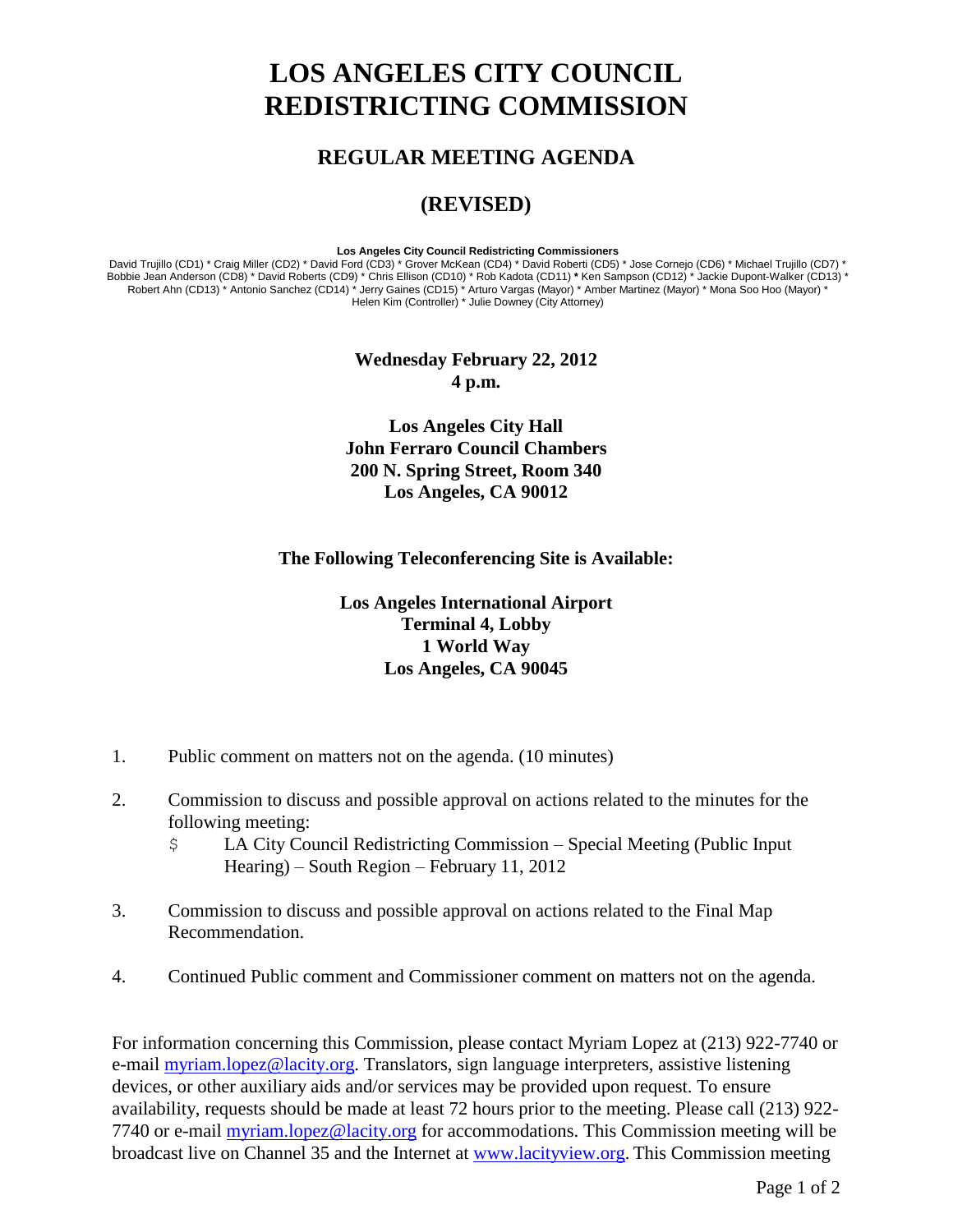# LOS ANGELES CITY COUNCIL REDISTRICTING COMMISSION

## REGULAR MEETING AGENDA

## (REVISED)

**Los Angeles City Council Redistricting Commissioners**

David Trujillo (CD1) * Craig Miller (CD2) * David Ford (CD3) * Grover McKean (CD4) * David Roberti (CD5) * Jose Cornejo (CD6) * Michael Trujillo (CD7) * Bobbie Jean Anderson (CD8) * David Roberts (CD9) * Chris Ellison (CD10) * Rob Kadota (CD11) * Ken Sampson (CD12) * Jackie Dupont-Walker (CD13) * Robert Ahn (CD13) * Antonio Sanchez (CD14) * Jerry Gaines (CD15) * Arturo Vargas (Mayor) * Amber Martinez (Mayor) * Mona Soo Hoo (Mayor) * Helen Kim (Controller) * Julie Downey (City Attorney)

**Wednesday February 22, 2012**
**4 p.m.**

**Los Angeles City Hall**
**John Ferraro Council Chambers**
**200 N. Spring Street, Room 340**
**Los Angeles, CA 90012**

**The Following Teleconferencing Site is Available:**

**Los Angeles International Airport**
**Terminal 4, Lobby**
**1 World Way**
**Los Angeles, CA 90045**

1. Public comment on matters not on the agenda. (10 minutes)

2. Commission to discuss and possible approval on actions related to the minutes for the following meeting:
   - LA City Council Redistricting Commission – Special Meeting (Public Input Hearing) – South Region – February 11, 2012

3. Commission to discuss and possible approval on actions related to the Final Map Recommendation.

4. Continued Public comment and Commissioner comment on matters not on the agenda.

For information concerning this Commission, please contact Myriam Lopez at (213) 922-7740 or e-mail myriam.lopez@lacity.org. Translators, sign language interpreters, assistive listening devices, or other auxiliary aids and/or services may be provided upon request. To ensure availability, requests should be made at least 72 hours prior to the meeting. Please call (213) 922-7740 or e-mail myriam.lopez@lacity.org for accommodations. This Commission meeting will be broadcast live on Channel 35 and the Internet at www.lacityview.org. This Commission meeting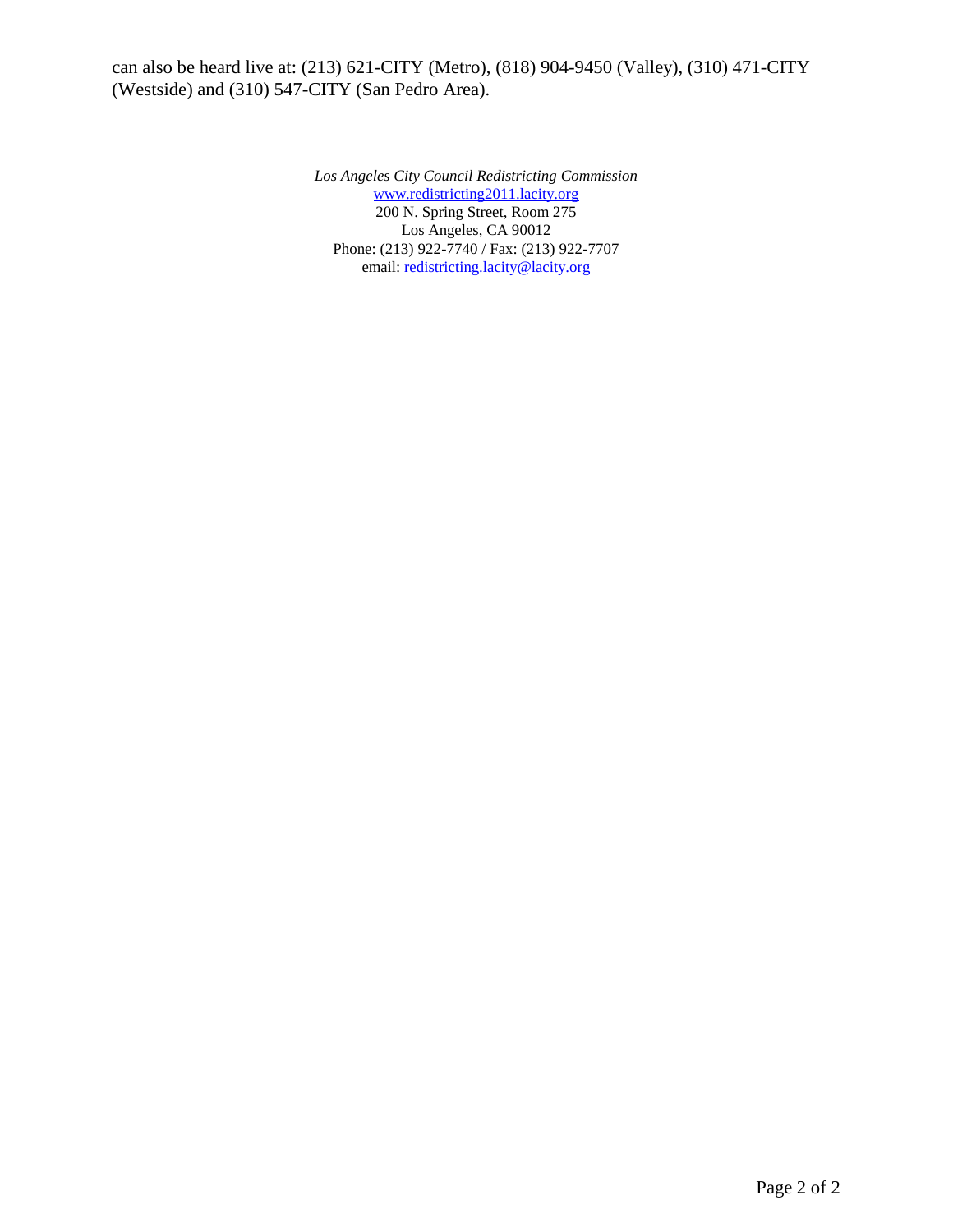can also be heard live at: (213) 621-CITY (Metro), (818) 904-9450 (Valley), (310) 471-CITY (Westside) and (310) 547-CITY (San Pedro Area).

*Los Angeles City Council Redistricting Commission*
www.redistricting2011.lacity.org
200 N. Spring Street, Room 275
Los Angeles, CA 90012
Phone: (213) 922-7740 / Fax: (213) 922-7707
email: redistricting.lacity@lacity.org